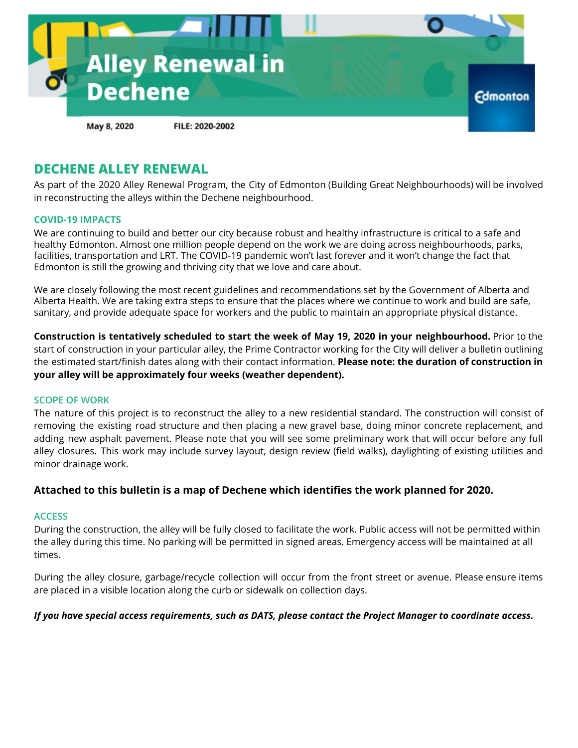# Alley Renewal in Dechene

May 8, 2020 FILE: 2020-2002

## DECHENE ALLEY RENEWAL

As part of the 2020 Alley Renewal Program, the City of Edmonton (Building Great Neighbourhoods) will be involved in reconstructing the alleys within the Dechene neighbourhood.

### COVID-19 IMPACTS

We are continuing to build and better our city because robust and healthy infrastructure is critical to a safe and healthy Edmonton. Almost one million people depend on the work we are doing across neighbourhoods, parks, facilities, transportation and LRT. The COVID-19 pandemic won't last forever and it won't change the fact that Edmonton is still the growing and thriving city that we love and care about.

We are closely following the most recent guidelines and recommendations set by the Government of Alberta and Alberta Health. We are taking extra steps to ensure that the places where we continue to work and build are safe, sanitary, and provide adequate space for workers and the public to maintain an appropriate physical distance.

**Construction is tentatively scheduled to start the week of May 19, 2020 in your neighbourhood.** Prior to the start of construction in your particular alley, the Prime Contractor working for the City will deliver a bulletin outlining the estimated start/finish dates along with their contact information. **Please note: the duration of construction in your alley will be approximately four weeks (weather dependent).**

### SCOPE OF WORK

The nature of this project is to reconstruct the alley to a new residential standard. The construction will consist of removing the existing road structure and then placing a new gravel base, doing minor concrete replacement, and adding new asphalt pavement. Please note that you will see some preliminary work that will occur before any full alley closures. This work may include survey layout, design review (field walks), daylighting of existing utilities and minor drainage work.

**Attached to this bulletin is a map of Dechene which identifies the work planned for 2020.**

### ACCESS

During the construction, the alley will be fully closed to facilitate the work. Public access will not be permitted within the alley during this time. No parking will be permitted in signed areas. Emergency access will be maintained at all times.

During the alley closure, garbage/recycle collection will occur from the front street or avenue. Please ensure items are placed in a visible location along the curb or sidewalk on collection days.

***If you have special access requirements, such as DATS, please contact the Project Manager to coordinate access.***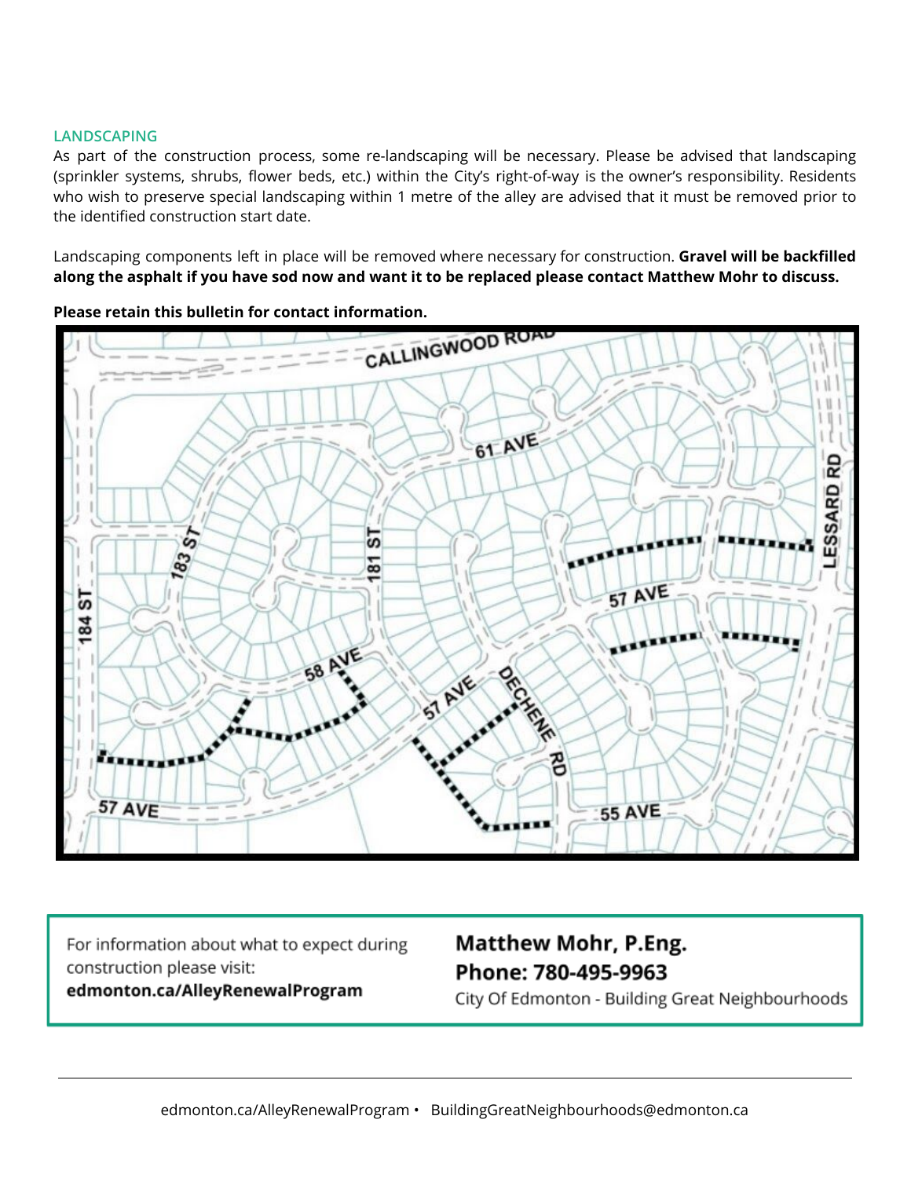### LANDSCAPING

As part of the construction process, some re-landscaping will be necessary. Please be advised that landscaping (sprinkler systems, shrubs, flower beds, etc.) within the City's right-of-way is the owner's responsibility. Residents who wish to preserve special landscaping within 1 metre of the alley are advised that it must be removed prior to the identified construction start date.

Landscaping components left in place will be removed where necessary for construction. **Gravel will be backfilled along the asphalt if you have sod now and want it to be replaced please contact Matthew Mohr to discuss.**

**Please retain this bulletin for contact information.**

CALLINGWOOD ROAD
61 AVE
LESSARD RD
183 ST
181 ST
184 ST
57 AVE
58 AVE
57 AVE
DECHENE RD
57 AVE
55 AVE

For information about what to expect during construction please visit:
**edmonton.ca/AlleyRenewalProgram**

**Matthew Mohr, P.Eng.**
**Phone: 780-495-9963**
City Of Edmonton - Building Great Neighbourhoods

edmonton.ca/AlleyRenewalProgram • BuildingGreatNeighbourhoods@edmonton.ca